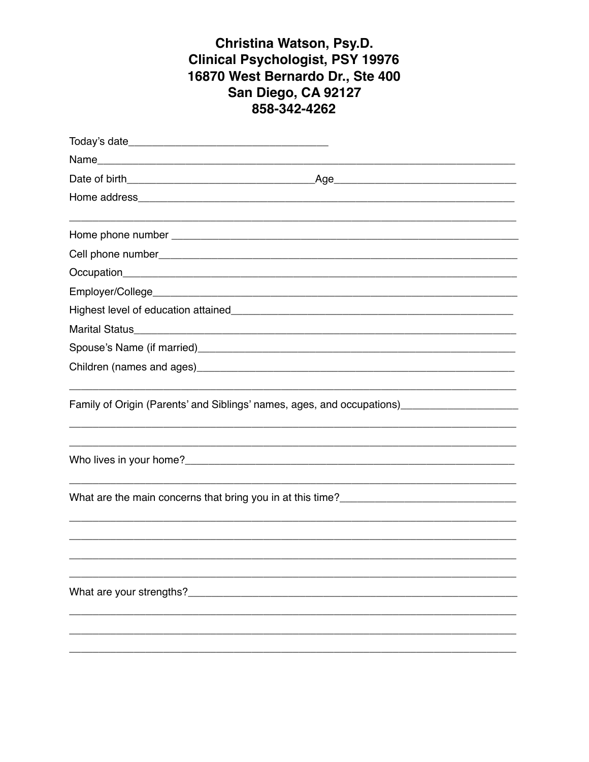**Christina Watson, Psy.D.**
**Clinical Psychologist, PSY 19976**
**16870 West Bernardo Dr., Ste 400**
**San Diego, CA 92127**
**858-342-4262**

Today's date_________________________________

Name_________________________________________________________________________

Date of birth________________________________Age________________________________

Home address_________________________________________________________________

_____________________________________________________________________________

Home phone number ___________________________________________________________

Cell phone number____________________________________________________________

Occupation__________________________________________________________________

Employer/College_____________________________________________________________

Highest level of education attained_____________________________________________

Marital Status________________________________________________________________

Spouse's Name (if married)____________________________________________________

Children (names and ages)_____________________________________________________

_____________________________________________________________________________

Family of Origin (Parents' and Siblings' names, ages, and occupations)_________________

_____________________________________________________________________________

_____________________________________________________________________________

Who lives in your home?_______________________________________________________

_____________________________________________________________________________

What are the main concerns that bring you in at this time?___________________________

_____________________________________________________________________________

_____________________________________________________________________________

_____________________________________________________________________________

_____________________________________________________________________________

What are your strengths?_______________________________________________________

_____________________________________________________________________________

_____________________________________________________________________________

_____________________________________________________________________________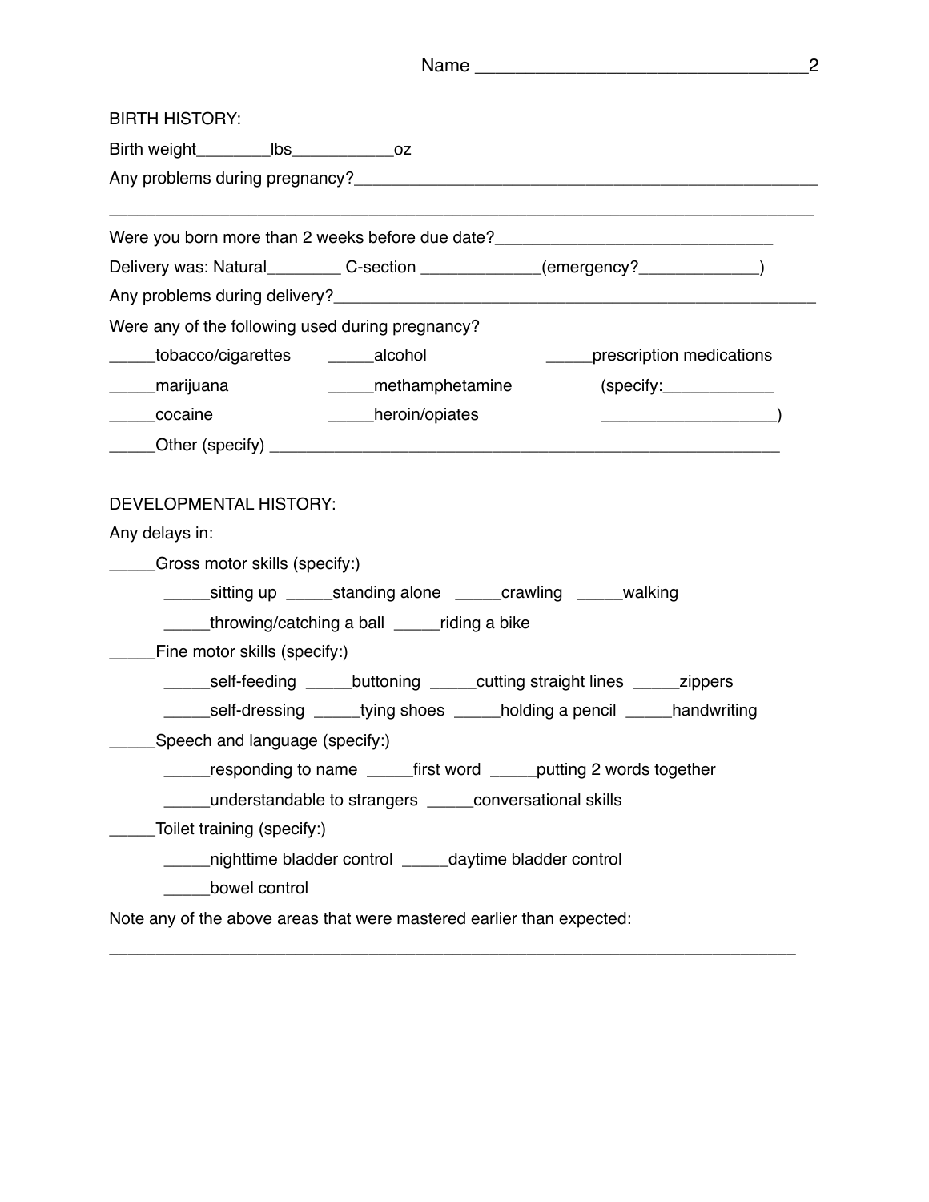Name _________________________________

BIRTH HISTORY:

Birth weight________lbs___________oz

Any problems during pregnancy?___________________________________________________

_____________________________________________________________________________

Were you born more than 2 weeks before due date?______________________________

Delivery was: Natural________ C-section _____________(emergency?_____________)

Any problems during delivery?_____________________________________________________

Were any of the following used during pregnancy?

_____tobacco/cigarettes _____alcohol _____prescription medications

_____marijuana _____methamphetamine (specify:____________

_____cocaine _____heroin/opiates ___________________)

_____Other (specify) _________________________________________________________

DEVELOPMENTAL HISTORY:

Any delays in:

_____Gross motor skills (specify:)

- _____sitting up _____standing alone _____crawling _____walking
- _____throwing/catching a ball _____riding a bike

_____Fine motor skills (specify:)

- _____self-feeding _____buttoning _____cutting straight lines _____zippers
- _____self-dressing _____tying shoes _____holding a pencil _____handwriting

_____Speech and language (specify:)

- _____responding to name _____first word _____putting 2 words together
- _____understandable to strangers _____conversational skills

_____Toilet training (specify:)

- _____nighttime bladder control _____daytime bladder control
- _____bowel control

Note any of the above areas that were mastered earlier than expected:

_____________________________________________________________________________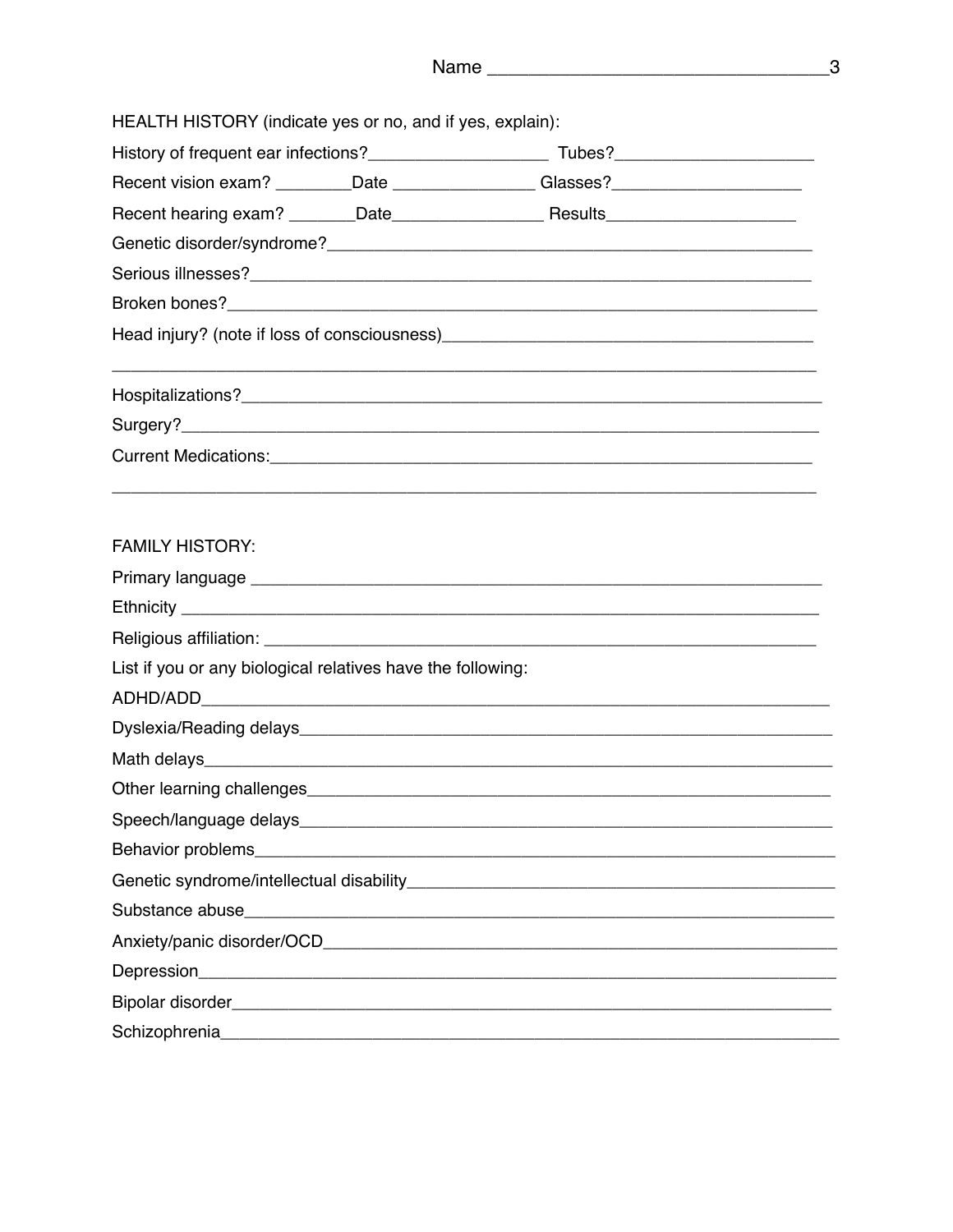Name ________________________________

HEALTH HISTORY (indicate yes or no, and if yes, explain):

History of frequent ear infections?__________________ Tubes?____________________

Recent vision exam? ________Date ______________ Glasses?___________________

Recent hearing exam? _______Date_______________ Results___________________

Genetic disorder/syndrome?____________________________________________________

Serious illnesses?___________________________________________________________

Broken bones?______________________________________________________________

Head injury? (note if loss of consciousness)_______________________________________

___________________________________________________________________________

Hospitalizations?____________________________________________________________

Surgery?__________________________________________________________________

Current Medications:_________________________________________________________

___________________________________________________________________________

FAMILY HISTORY:

Primary language ___________________________________________________________

Ethnicity _________________________________________________________________

Religious affiliation: _________________________________________________________

List if you or any biological relatives have the following:

ADHD/ADD________________________________________________________________

Dyslexia/Reading delays______________________________________________________

Math delays________________________________________________________________

Other learning challenges_____________________________________________________

Speech/language delays______________________________________________________

Behavior problems__________________________________________________________

Genetic syndrome/intellectual disability__________________________________________

Substance abuse____________________________________________________________

Anxiety/panic disorder/OCD___________________________________________________

Depression_________________________________________________________________

Bipolar disorder_____________________________________________________________

Schizophrenia_______________________________________________________________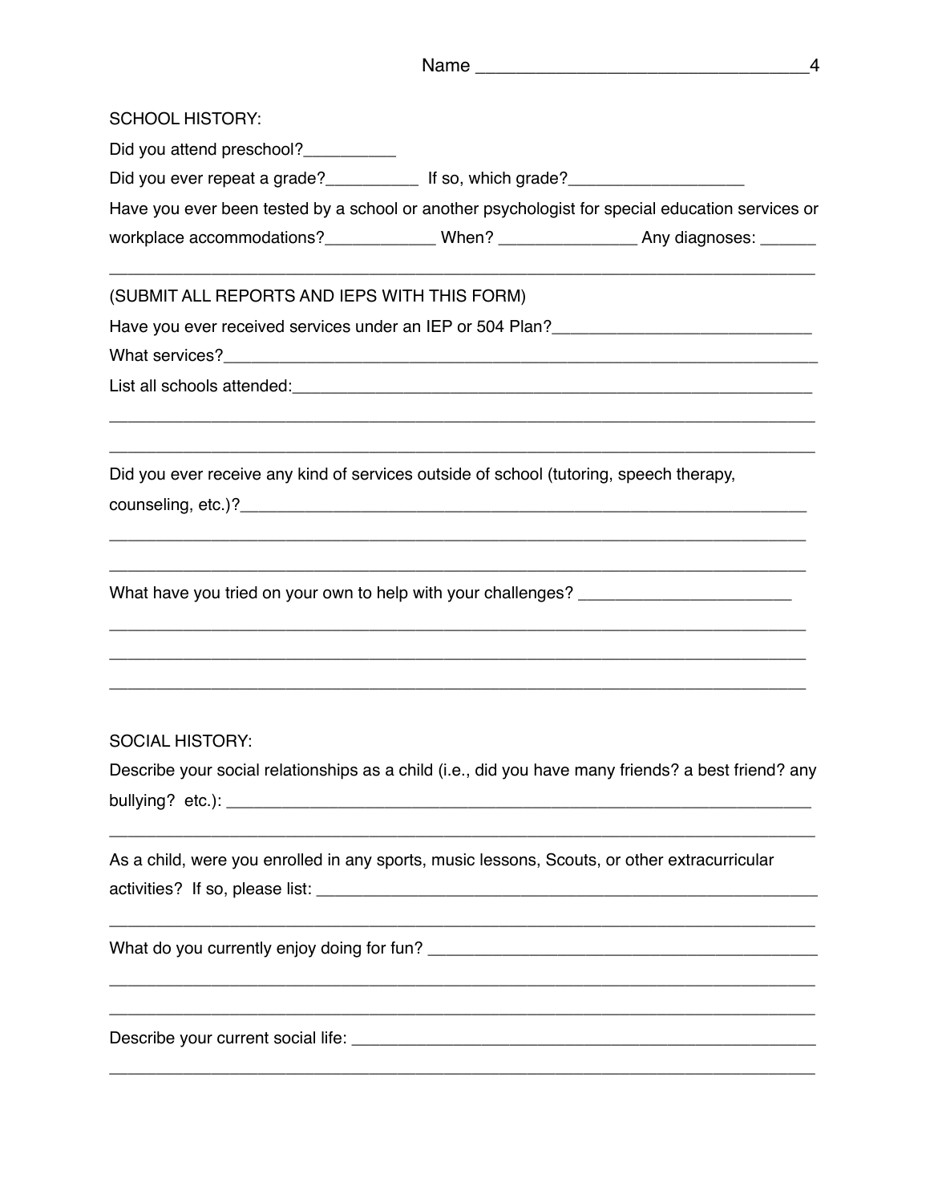Name ________________________________

SCHOOL HISTORY:

Did you attend preschool?__________

Did you ever repeat a grade?__________ If so, which grade?___________________

Have you ever been tested by a school or another psychologist for special education services or workplace accommodations?____________ When? _______________ Any diagnoses: ______

______________________________________________________________________________

(SUBMIT ALL REPORTS AND IEPS WITH THIS FORM)

Have you ever received services under an IEP or 504 Plan?____________________________

What services?_________________________________________________________________

List all schools attended:__________________________________________________________

______________________________________________________________________________

______________________________________________________________________________

Did you ever receive any kind of services outside of school (tutoring, speech therapy, counseling, etc.)?_______________________________________________________________

______________________________________________________________________________

______________________________________________________________________________

What have you tried on your own to help with your challenges? _______________________

______________________________________________________________________________

______________________________________________________________________________

______________________________________________________________________________

SOCIAL HISTORY:

Describe your social relationships as a child (i.e., did you have many friends? a best friend? any bullying? etc.): _________________________________________________________________

______________________________________________________________________________

As a child, were you enrolled in any sports, music lessons, Scouts, or other extracurricular activities? If so, please list: _______________________________________________________

______________________________________________________________________________

What do you currently enjoy doing for fun? __________________________________________

______________________________________________________________________________

______________________________________________________________________________

Describe your current social life: __________________________________________________

______________________________________________________________________________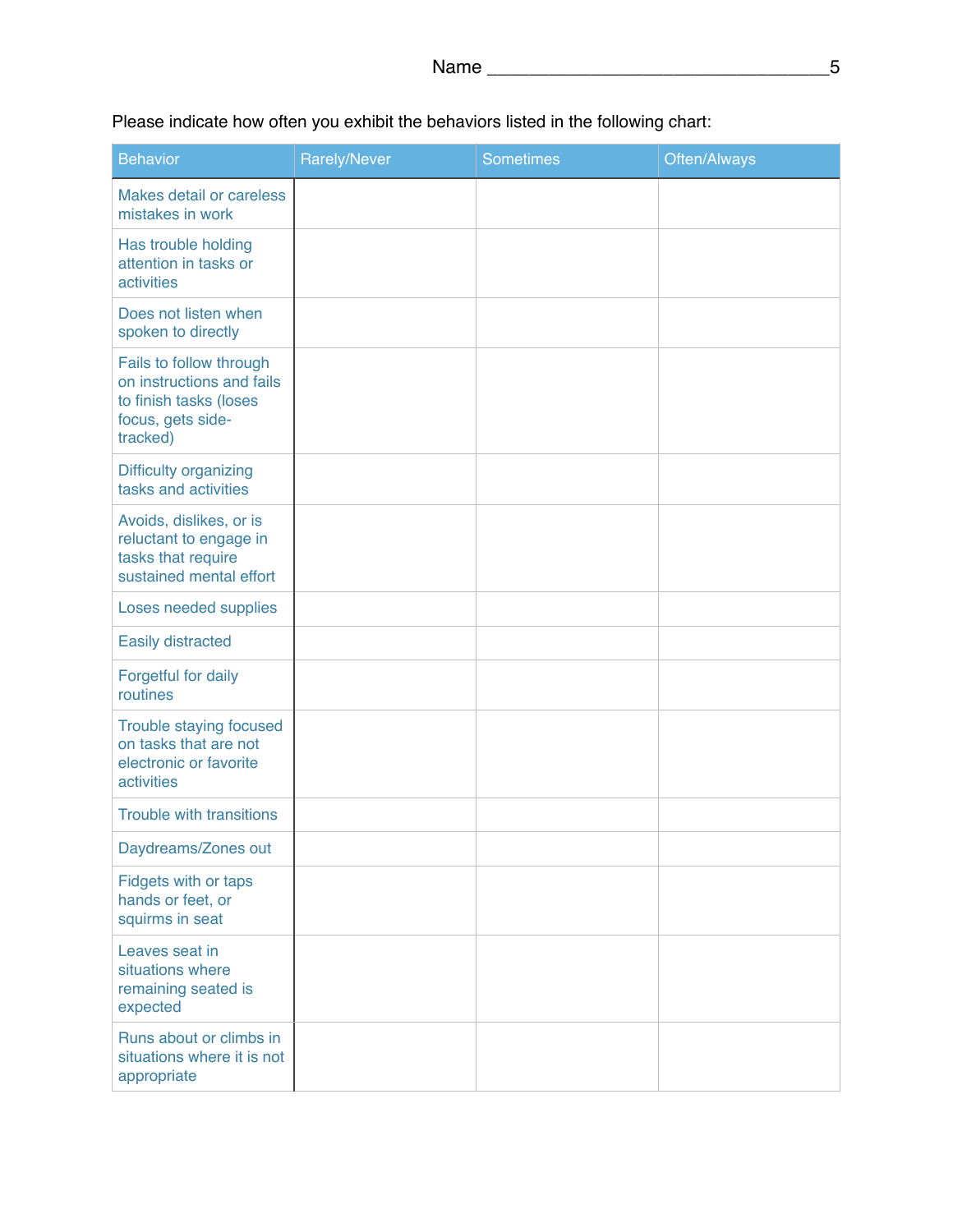Name ________________________________

Please indicate how often you exhibit the behaviors listed in the following chart:

| Behavior | Rarely/Never | Sometimes | Often/Always |
|---|---|---|---|
| Makes detail or careless mistakes in work | | | |
| Has trouble holding attention in tasks or activities | | | |
| Does not listen when spoken to directly | | | |
| Fails to follow through on instructions and fails to finish tasks (loses focus, gets side-tracked) | | | |
| Difficulty organizing tasks and activities | | | |
| Avoids, dislikes, or is reluctant to engage in tasks that require sustained mental effort | | | |
| Loses needed supplies | | | |
| Easily distracted | | | |
| Forgetful for daily routines | | | |
| Trouble staying focused on tasks that are not electronic or favorite activities | | | |
| Trouble with transitions | | | |
| Daydreams/Zones out | | | |
| Fidgets with or taps hands or feet, or squirms in seat | | | |
| Leaves seat in situations where remaining seated is expected | | | |
| Runs about or climbs in situations where it is not appropriate | | | |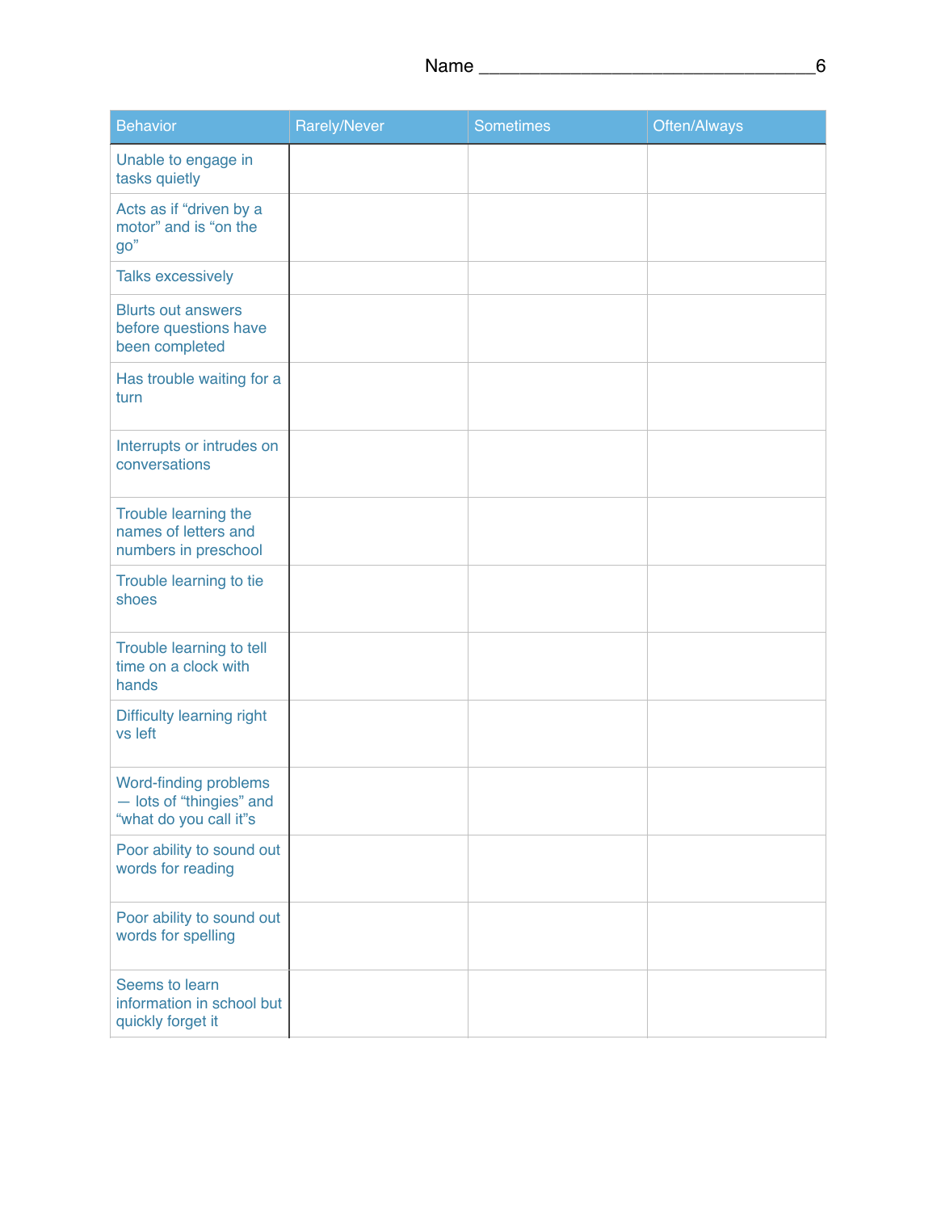Name ________________________________

| Behavior | Rarely/Never | Sometimes | Often/Always |
| --- | --- | --- | --- |
| Unable to engage in tasks quietly | | | |
| Acts as if “driven by a motor” and is “on the go” | | | |
| Talks excessively | | | |
| Blurts out answers before questions have been completed | | | |
| Has trouble waiting for a turn | | | |
| Interrupts or intrudes on conversations | | | |
| Trouble learning the names of letters and numbers in preschool | | | |
| Trouble learning to tie shoes | | | |
| Trouble learning to tell time on a clock with hands | | | |
| Difficulty learning right vs left | | | |
| Word-finding problems — lots of “thingies” and “what do you call it”s | | | |
| Poor ability to sound out words for reading | | | |
| Poor ability to sound out words for spelling | | | |
| Seems to learn information in school but quickly forget it | | | |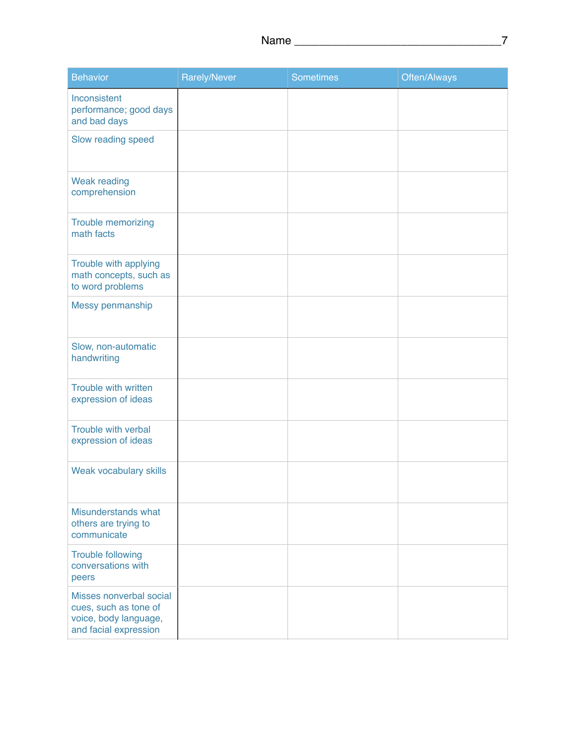Name _________________________________

| Behavior | Rarely/Never | Sometimes | Often/Always |
|---|---|---|---|
| Inconsistent performance; good days and bad days | | | |
| Slow reading speed | | | |
| Weak reading comprehension | | | |
| Trouble memorizing math facts | | | |
| Trouble with applying math concepts, such as to word problems | | | |
| Messy penmanship | | | |
| Slow, non-automatic handwriting | | | |
| Trouble with written expression of ideas | | | |
| Trouble with verbal expression of ideas | | | |
| Weak vocabulary skills | | | |
| Misunderstands what others are trying to communicate | | | |
| Trouble following conversations with peers | | | |
| Misses nonverbal social cues, such as tone of voice, body language, and facial expression | | | |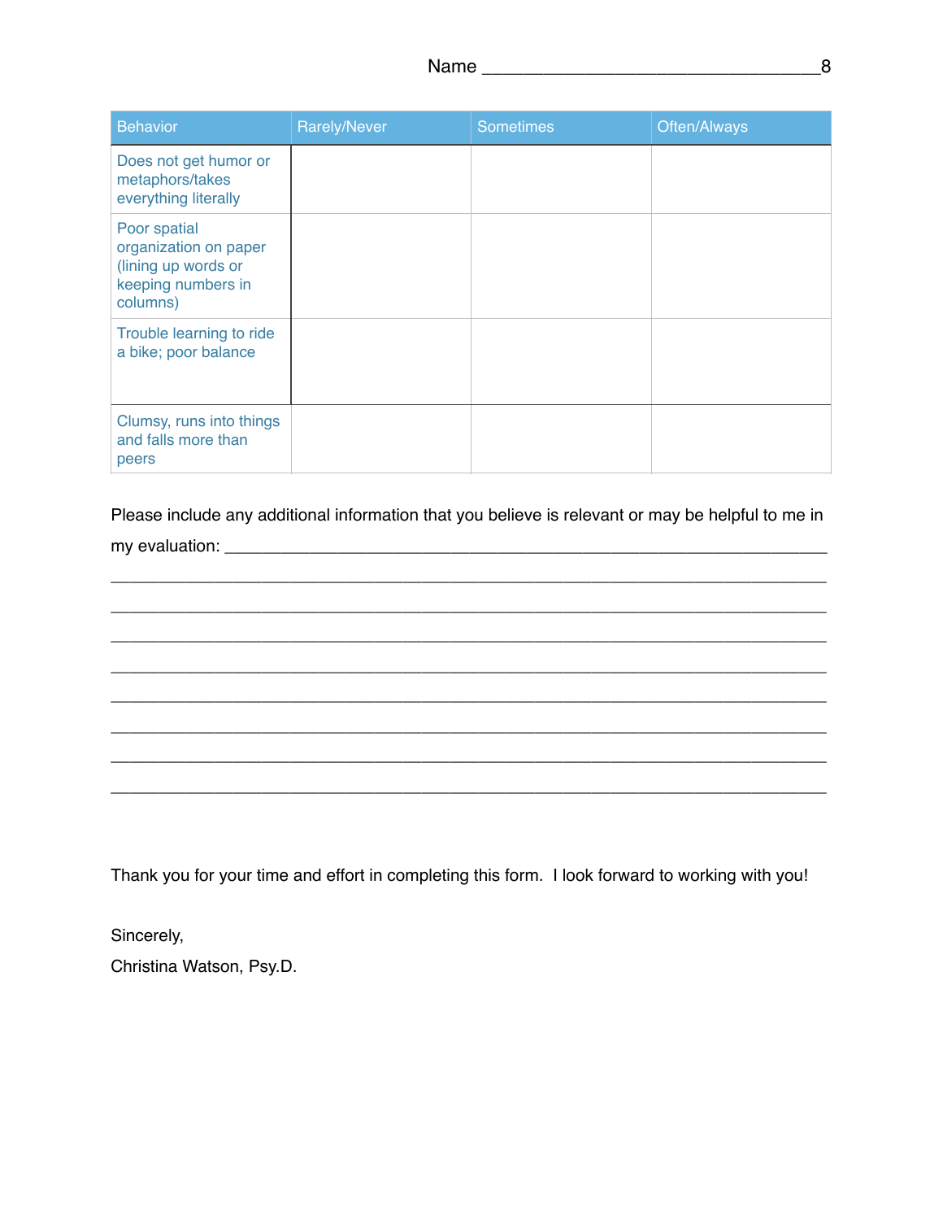Name ________________________________

| Behavior | Rarely/Never | Sometimes | Often/Always |
| --- | --- | --- | --- |
| Does not get humor or metaphors/takes everything literally | | | |
| Poor spatial organization on paper (lining up words or keeping numbers in columns) | | | |
| Trouble learning to ride a bike; poor balance | | | |
| Clumsy, runs into things and falls more than peers | | | |

Please include any additional information that you believe is relevant or may be helpful to me in my evaluation: ____________________________________________________________

______________________________________________________________________

______________________________________________________________________

______________________________________________________________________

______________________________________________________________________

______________________________________________________________________

______________________________________________________________________

______________________________________________________________________

______________________________________________________________________

Thank you for your time and effort in completing this form. I look forward to working with you!

Sincerely,

Christina Watson, Psy.D.